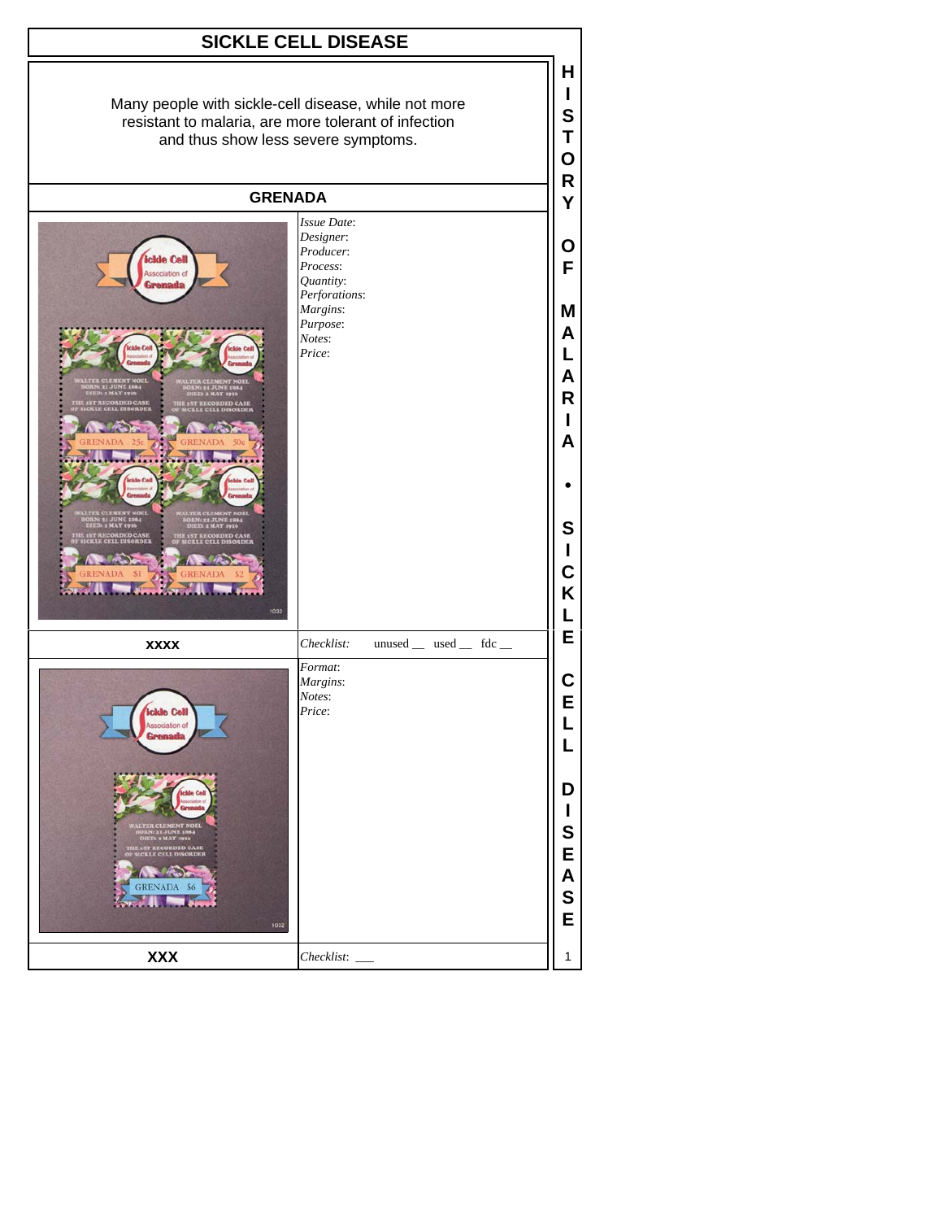# SICKLE CELL DISEASE

Many people with sickle-cell disease, while not more resistant to malaria, are more tolerant of infection and thus show less severe symptoms.

## GRENADA

*Issue Date*:
*Designer*:
*Producer*:
*Process*:
*Quantity*:
*Perforations*:
*Margins*:
*Purpose*:
*Notes*:
*Price*:

**XXXX**

*Checklist*: unused __ used __ fdc __

*Format*:
*Margins*:
*Notes*:
*Price*:

**XXX**

*Checklist*: ___

HISTORY OF MALARIA • SICKLE CELL DISEASE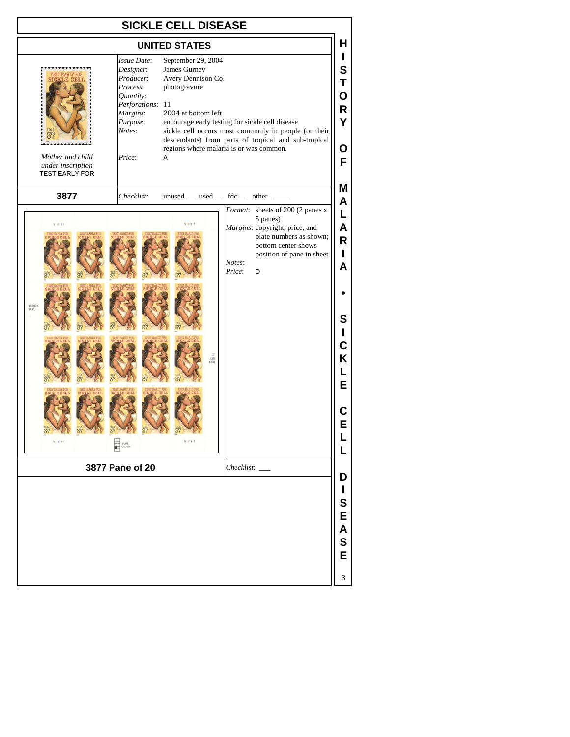# SICKLE CELL DISEASE

## UNITED STATES

*Mother and child under inscription* TEST EARLY FOR

| | |
|---|---|
| *Issue Date*: | September 29, 2004 |
| *Designer*: | James Gurney |
| *Producer*: | Avery Dennison Co. |
| *Process*: | photogravure |
| *Quantity*: | |
| *Perforations*: | 11 |
| *Margins*: | 2004 at bottom left |
| *Purpose*: | encourage early testing for sickle cell disease |
| *Notes*: | sickle cell occurs most commonly in people (or their descendants) from parts of tropical and sub-tropical regions where malaria is or was common. |
| *Price*: | A |

**3877** *Checklist*: unused __ used __ fdc __ other ____

| | |
|---|---|
| *Format*: | sheets of 200 (2 panes x 5 panes) |
| *Margins*: | copyright, price, and plate numbers as shown; bottom center shows position of pane in sheet |
| *Notes*: | |
| *Price*: | D |

**3877 Pane of 20** *Checklist*: ___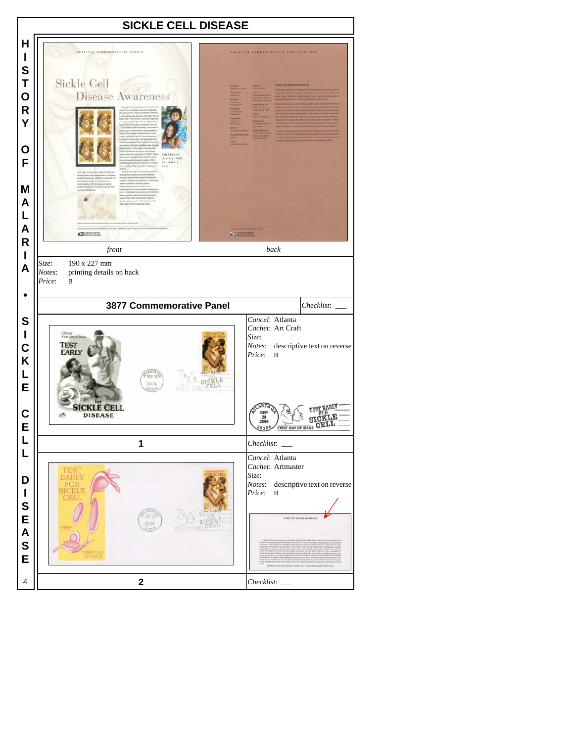# SICKLE CELL DISEASE

*front* *back*

*Size*: 190 x 227 mm
*Notes*: printing details on back
*Price*: B

## 3877 Commemorative Panel

*Checklist*: ___

*Cancel*: Atlanta
*Cachet*: Art Craft
*Size*:
*Notes*: descriptive text on reverse
*Price*: B

**1**

*Checklist*: ___

*Cancel*: Atlanta
*Cachet*: Artmaster
*Size*:
*Notes*: descriptive text on reverse
*Price*: B

**2**

*Checklist*: ___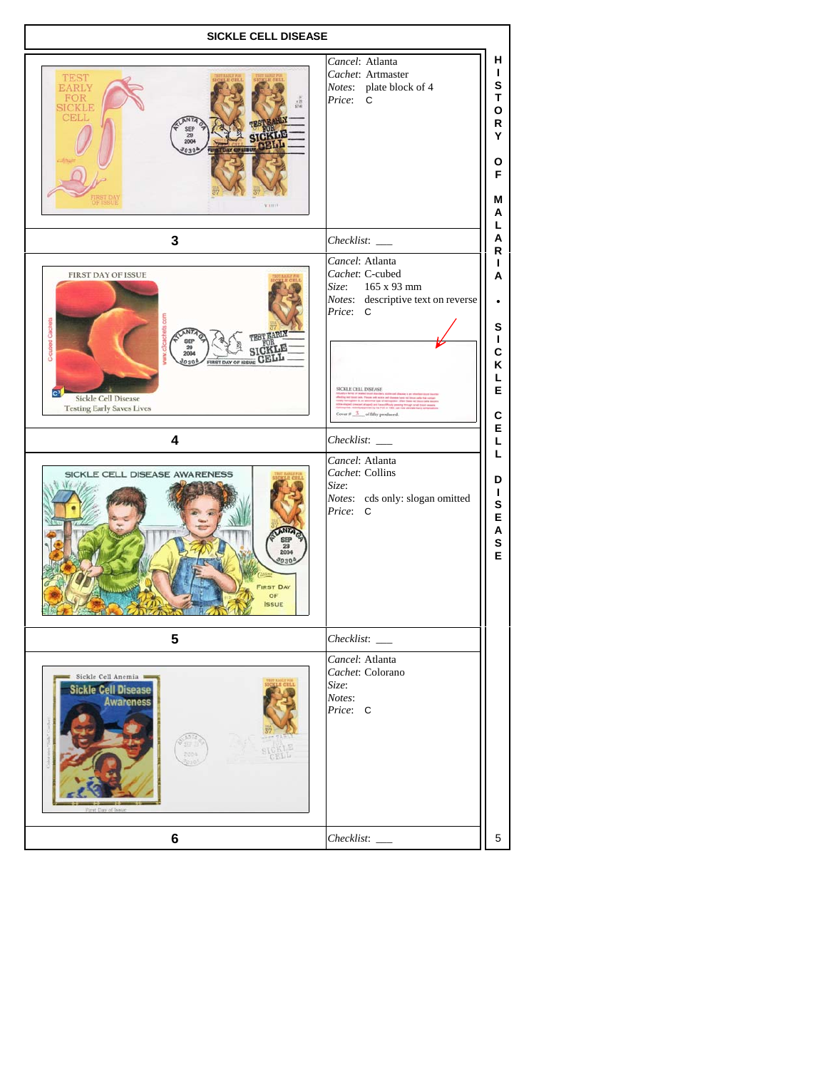# SICKLE CELL DISEASE

| | |
|---|---|
| | *Cancel*: Atlanta<br>*Cachet*: Artmaster<br>*Notes*: plate block of 4<br>*Price*: C |
| **3** | *Checklist*: ___ |
| | *Cancel*: Atlanta<br>*Cachet*: C-cubed<br>*Size*: 165 x 93 mm<br>*Notes*: descriptive text on reverse<br>*Price*: C |
| **4** | *Checklist*: ___ |
| | *Cancel*: Atlanta<br>*Cachet*: Collins<br>*Size*:<br>*Notes*: cds only: slogan omitted<br>*Price*: C |
| **5** | *Checklist*: ___ |
| | *Cancel*: Atlanta<br>*Cachet*: Colorano<br>*Size*:<br>*Notes*:<br>*Price*: C |
| **6** | *Checklist*: ___ |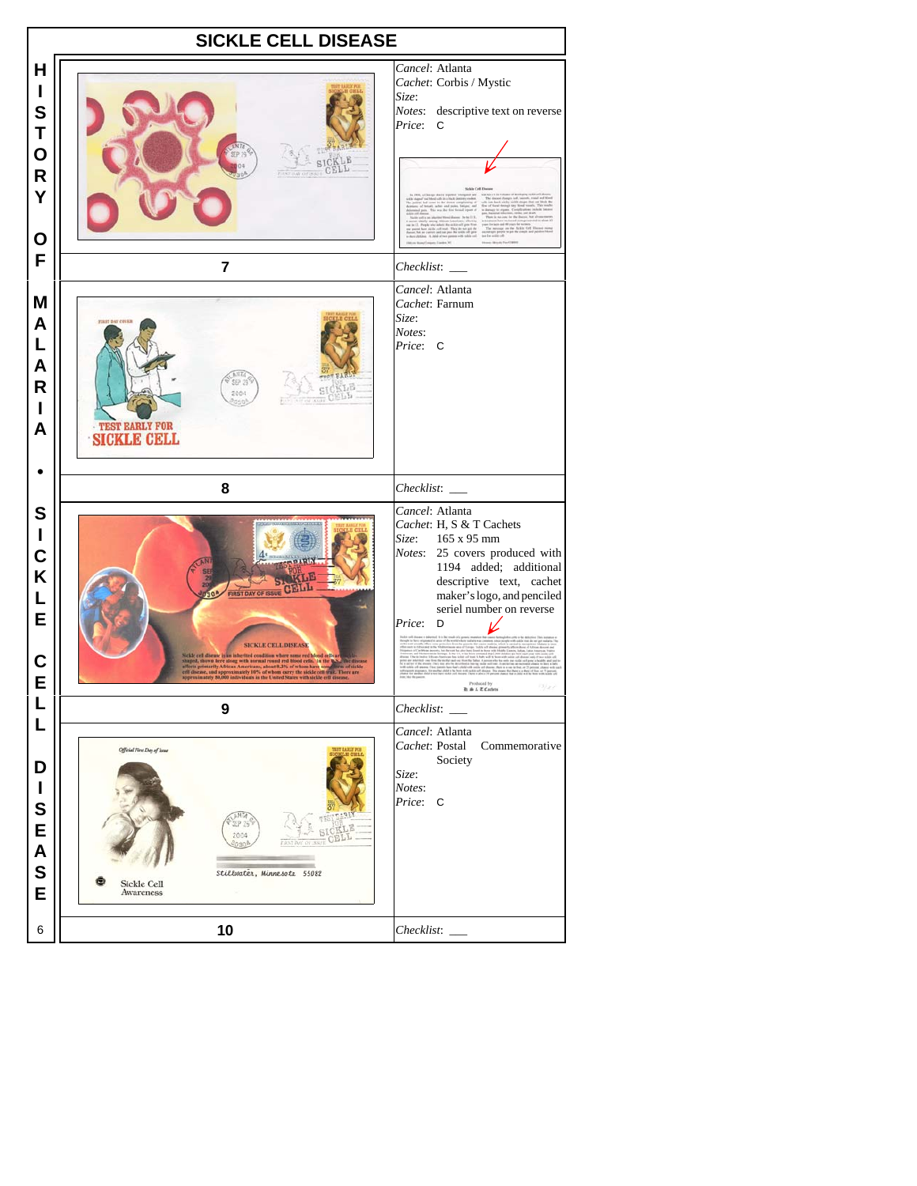# SICKLE CELL DISEASE

HISTORY OF MALARIA • SICKLE CELL DISEASE

| | |
|---|---|
| **7** | *Cancel*: Atlanta<br>*Cachet*: Corbis / Mystic<br>*Size*:<br>*Notes*: descriptive text on reverse<br>*Price*: C<br>*Checklist*: ___ |
| **8** | *Cancel*: Atlanta<br>*Cachet*: Farnum<br>*Size*:<br>*Notes*:<br>*Price*: C<br>*Checklist*: ___ |
| **9** | *Cancel*: Atlanta<br>*Cachet*: H, S & T Cachets<br>*Size*: 165 x 95 mm<br>*Notes*: 25 covers produced with 1194 added; additional descriptive text, cachet maker's logo, and penciled seriel number on reverse<br>*Price*: D<br>*Checklist*: ___ |
| **10** | *Cancel*: Atlanta<br>*Cachet*: Postal Commemorative Society<br>*Size*:<br>*Notes*:<br>*Price*: C<br>*Checklist*: ___ |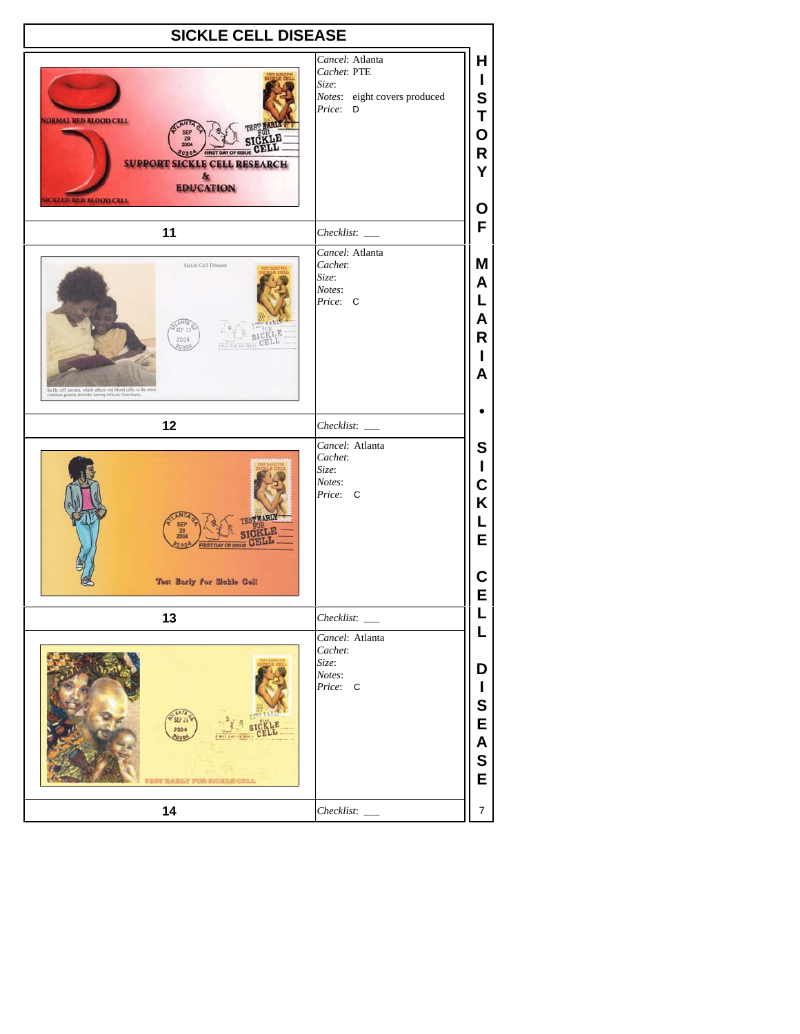# SICKLE CELL DISEASE

| Cover | Details |
|---|---|
| 11 | *Cancel*: Atlanta<br>*Cachet*: PTE<br>*Size*:<br>*Notes*: eight covers produced<br>*Price*: D<br>*Checklist*: ___ |
| 12 | *Cancel*: Atlanta<br>*Cachet*:<br>*Size*:<br>*Notes*:<br>*Price*: C<br>*Checklist*: ___ |
| 13 | *Cancel*: Atlanta<br>*Cachet*:<br>*Size*:<br>*Notes*:<br>*Price*: C<br>*Checklist*: ___ |
| 14 | *Cancel*: Atlanta<br>*Cachet*:<br>*Size*:<br>*Notes*:<br>*Price*: C<br>*Checklist*: ___ |

HISTORY OF MALARIA • SICKLE CELL DISEASE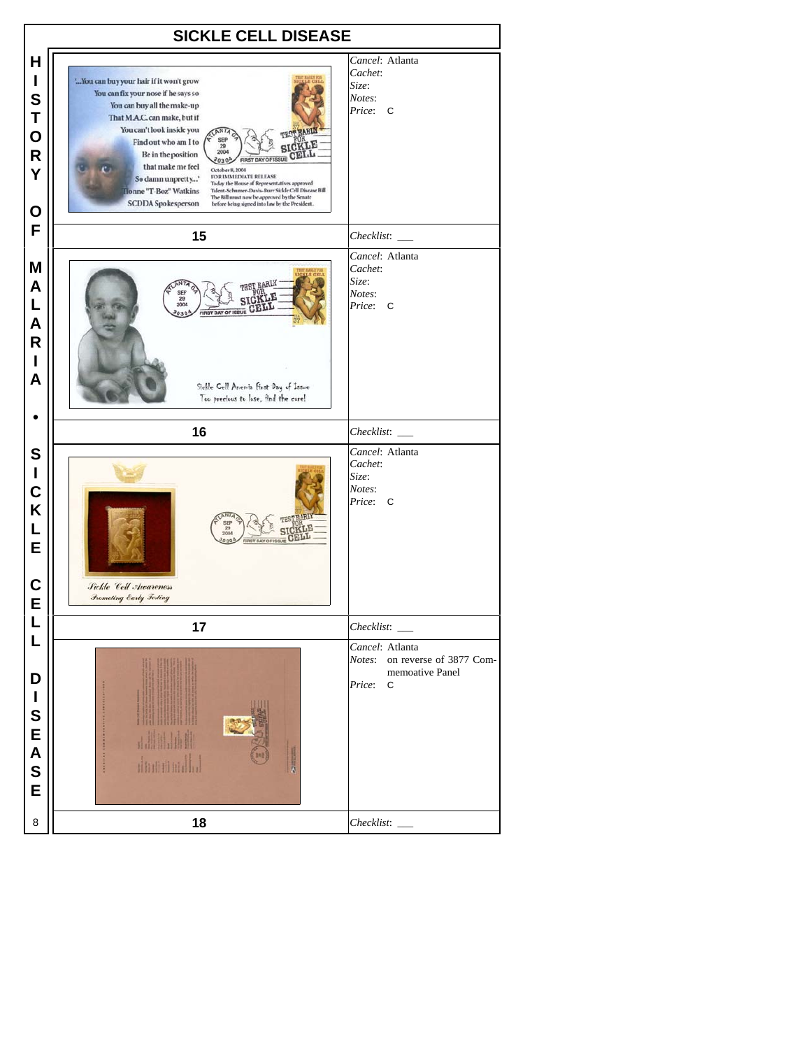# SICKLE CELL DISEASE

HISTORY OF MALARIA • SICKLE CELL DISEASE

| Item | Details |
| --- | --- |
| 15 | *Cancel*: Atlanta<br>*Cachet*:<br>*Size*:<br>*Notes*:<br>*Price*: C<br>*Checklist*: ___ |
| 16 | *Cancel*: Atlanta<br>*Cachet*:<br>*Size*:<br>*Notes*:<br>*Price*: C<br>*Checklist*: ___ |
| 17 | *Cancel*: Atlanta<br>*Cachet*:<br>*Size*:<br>*Notes*:<br>*Price*: C<br>*Checklist*: ___ |
| 18 | *Cancel*: Atlanta<br>*Notes*: on reverse of 3877 Commemoative Panel<br>*Price*: C<br>*Checklist*: ___ |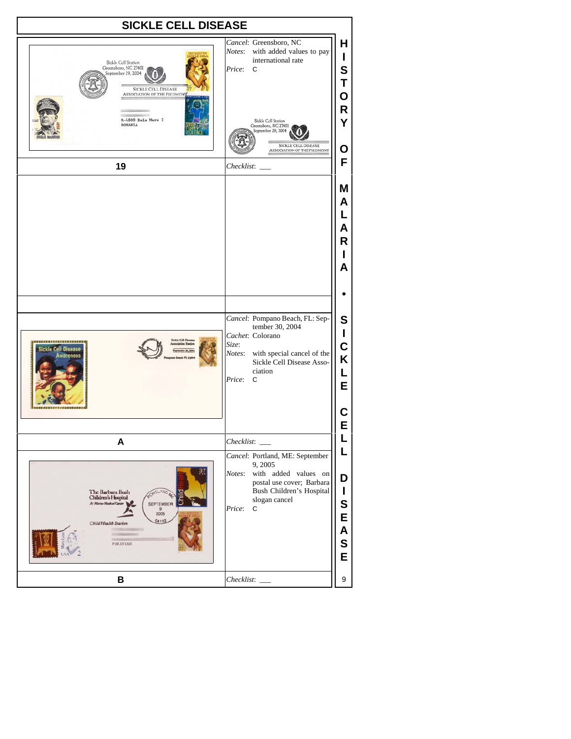# SICKLE CELL DISEASE

**Cancel**: Greensboro, NC
*Notes*: with added values to pay international rate
*Price*: C

Sickle Cell Station
Greensboro, NC 27401
September 29, 2004
SICKLE CELL DISEASE
ASSOCIATION OF THE PIEDMONT

**19**

*Checklist*: ___

*Cancel*: Pompano Beach, FL: September 30, 2004
*Cachet*: Colorano
*Size*:
*Notes*: with special cancel of the Sickle Cell Disease Association
*Price*: C

**A**

*Checklist*: ___

*Cancel*: Portland, ME: September 9, 2005
*Notes*: with added values on postal use cover; Barbara Bush Children's Hospital slogan cancel
*Price*: C

**B**

*Checklist*: ___

HISTORY OF MALARIA • SICKLE CELL DISEASE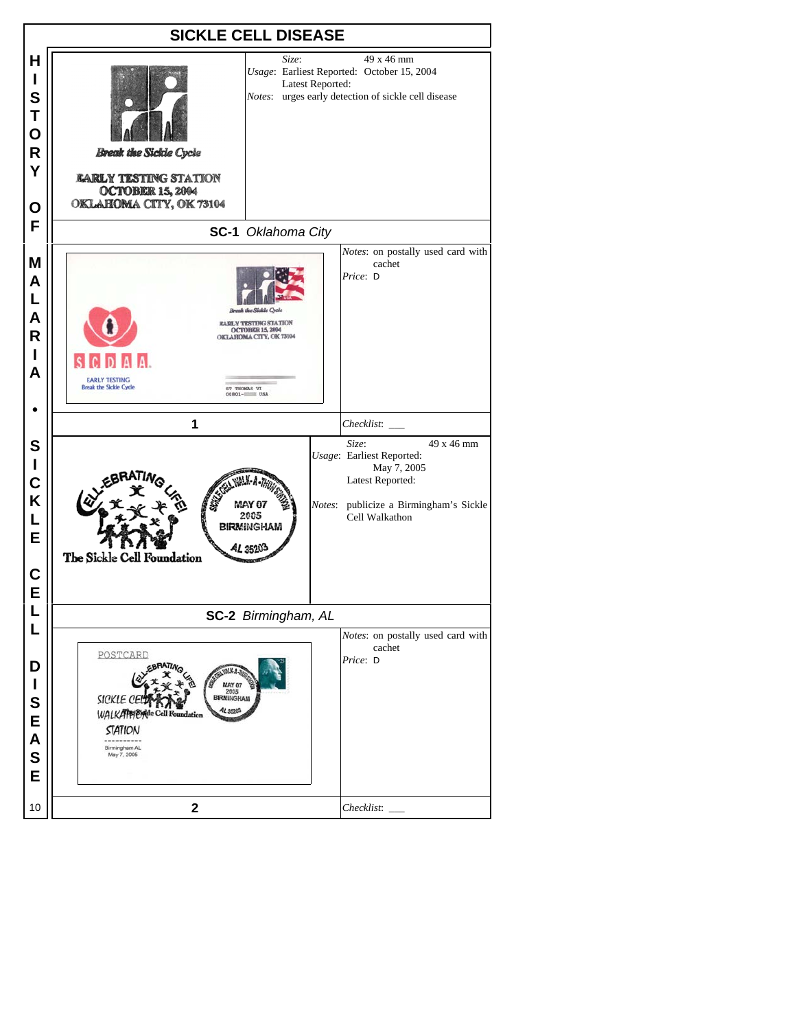# SICKLE CELL DISEASE

Break the Sickle Cycle

EARLY TESTING STATION
OCTOBER 15, 2004
OKLAHOMA CITY, OK 73104

*Size*: 49 x 46 mm
*Usage*: Earliest Reported: October 15, 2004
Latest Reported:
*Notes*: urges early detection of sickle cell disease

## SC-1 *Oklahoma City*

*Notes*: on postally used card with cachet
*Price*: D

**1**

*Checklist*: ___

CELL-EBRATING LIFE!
The Sickle Cell Foundation

SICKLE CELL WALK-A-THON STATION
MAY 07
2005
BIRMINGHAM
AL 35203

*Size*: 49 x 46 mm
*Usage*: Earliest Reported: May 7, 2005
Latest Reported:
*Notes*: publicize a Birmingham's Sickle Cell Walkathon

## SC-2 *Birmingham, AL*

*Notes*: on postally used card with cachet
*Price*: D

**2**

*Checklist*: ___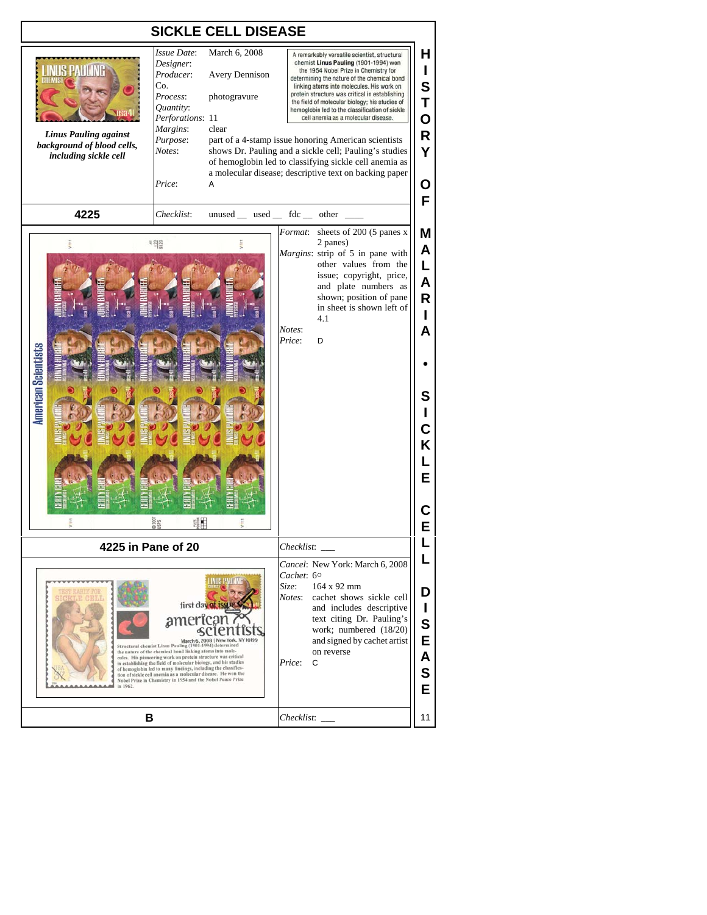# SICKLE CELL DISEASE

*Linus Pauling against background of blood cells, including sickle cell*

A remarkably versatile scientist, structural chemist **Linus Pauling** (1901-1994) won the 1954 Nobel Prize in Chemistry for determining the nature of the chemical bond linking atoms into molecules. His work on protein structure was critical in establishing the field of molecular biology; his studies of hemoglobin led to the classification of sickle cell anemia as a molecular disease.

| | |
|---|---|
| *Issue Date*: | March 6, 2008 |
| *Designer*: | |
| *Producer*: | Avery Dennison Co. |
| *Process*: | photogravure |
| *Quantity*: | |
| *Perforations*: | 11 |
| *Margins*: | clear |
| *Purpose*: | part of a 4-stamp issue honoring American scientists |
| *Notes*: | shows Dr. Pauling and a sickle cell; Pauling's studies of hemoglobin led to classifying sickle cell anemia as a molecular disease; descriptive text on backing paper |
| *Price*: | A |

**4225**

*Checklist*: unused __ used __ fdc __ other ____

**4225 in Pane of 20**

| | |
|---|---|
| *Format*: | sheets of 200 (5 panes x 2 panes) |
| *Margins*: | strip of 5 in pane with other values from the issue; copyright, price, and plate numbers as shown; position of pane in sheet is shown left of 4.1 |
| *Notes*: | |
| *Price*: | D |

*Checklist*: ___

**B**

| | |
|---|---|
| *Cancel*: | New York: March 6, 2008 |
| *Cachet*: | 6○ |
| *Size*: | 164 x 92 mm |
| *Notes*: | cachet shows sickle cell and includes descriptive text citing Dr. Pauling's work; numbered (18/20) and signed by cachet artist on reverse |
| *Price*: | C |

*Checklist*: ___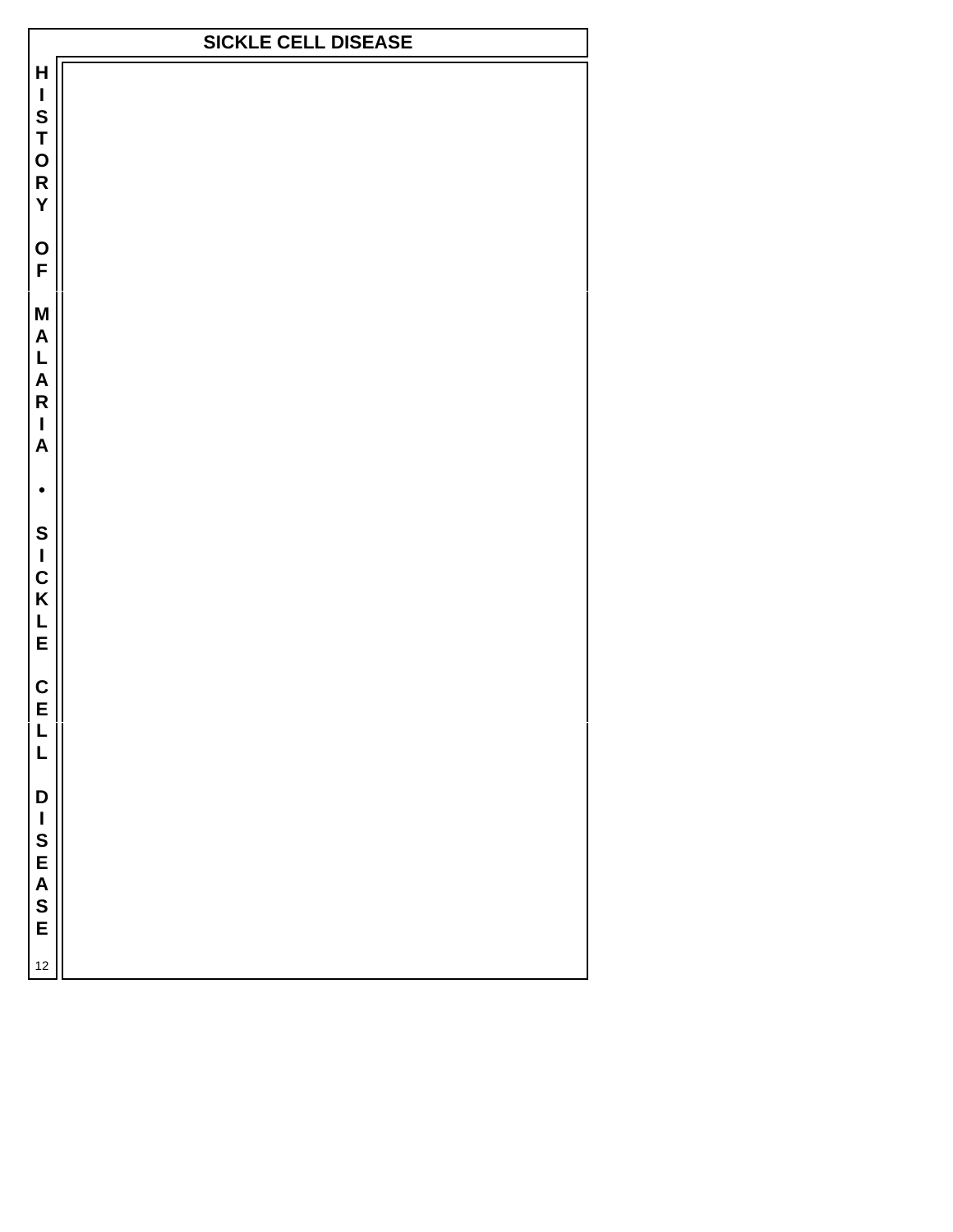# SICKLE CELL DISEASE